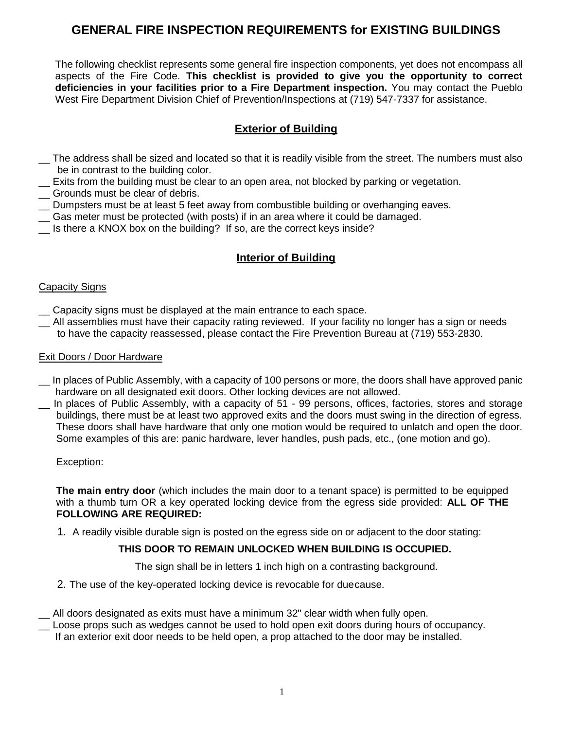# GENERAL FIRE INSPECTION REQUIREMENTS for EXISTING BUILDINGS

The following checklist represents some general fire inspection components, yet does not encompass all aspects of the Fire Code. **This checklist is provided to give you the opportunity to correct deficiencies in your facilities prior to a Fire Department inspection.** You may contact the Pueblo West Fire Department Division Chief of Prevention/Inspections at (719) 547-7337 for assistance.

## Exterior of Building

__ The address shall be sized and located so that it is readily visible from the street. The numbers must also be in contrast to the building color.
__ Exits from the building must be clear to an open area, not blocked by parking or vegetation.
__ Grounds must be clear of debris.
__ Dumpsters must be at least 5 feet away from combustible building or overhanging eaves.
__ Gas meter must be protected (with posts) if in an area where it could be damaged.
__ Is there a KNOX box on the building? If so, are the correct keys inside?

## Interior of Building

### Capacity Signs

__ Capacity signs must be displayed at the main entrance to each space.
__ All assemblies must have their capacity rating reviewed. If your facility no longer has a sign or needs to have the capacity reassessed, please contact the Fire Prevention Bureau at (719) 553-2830.

### Exit Doors / Door Hardware

__ In places of Public Assembly, with a capacity of 100 persons or more, the doors shall have approved panic hardware on all designated exit doors. Other locking devices are not allowed.
__ In places of Public Assembly, with a capacity of 51 - 99 persons, offices, factories, stores and storage buildings, there must be at least two approved exits and the doors must swing in the direction of egress. These doors shall have hardware that only one motion would be required to unlatch and open the door. Some examples of this are: panic hardware, lever handles, push pads, etc., (one motion and go).

Exception:

**The main entry door** (which includes the main door to a tenant space) is permitted to be equipped with a thumb turn OR a key operated locking device from the egress side provided: **ALL OF THE FOLLOWING ARE REQUIRED:**

1. A readily visible durable sign is posted on the egress side on or adjacent to the door stating:

   **THIS DOOR TO REMAIN UNLOCKED WHEN BUILDING IS OCCUPIED.**

   The sign shall be in letters 1 inch high on a contrasting background.

2. The use of the key-operated locking device is revocable for duecause.

__ All doors designated as exits must have a minimum 32" clear width when fully open.
__ Loose props such as wedges cannot be used to hold open exit doors during hours of occupancy. If an exterior exit door needs to be held open, a prop attached to the door may be installed.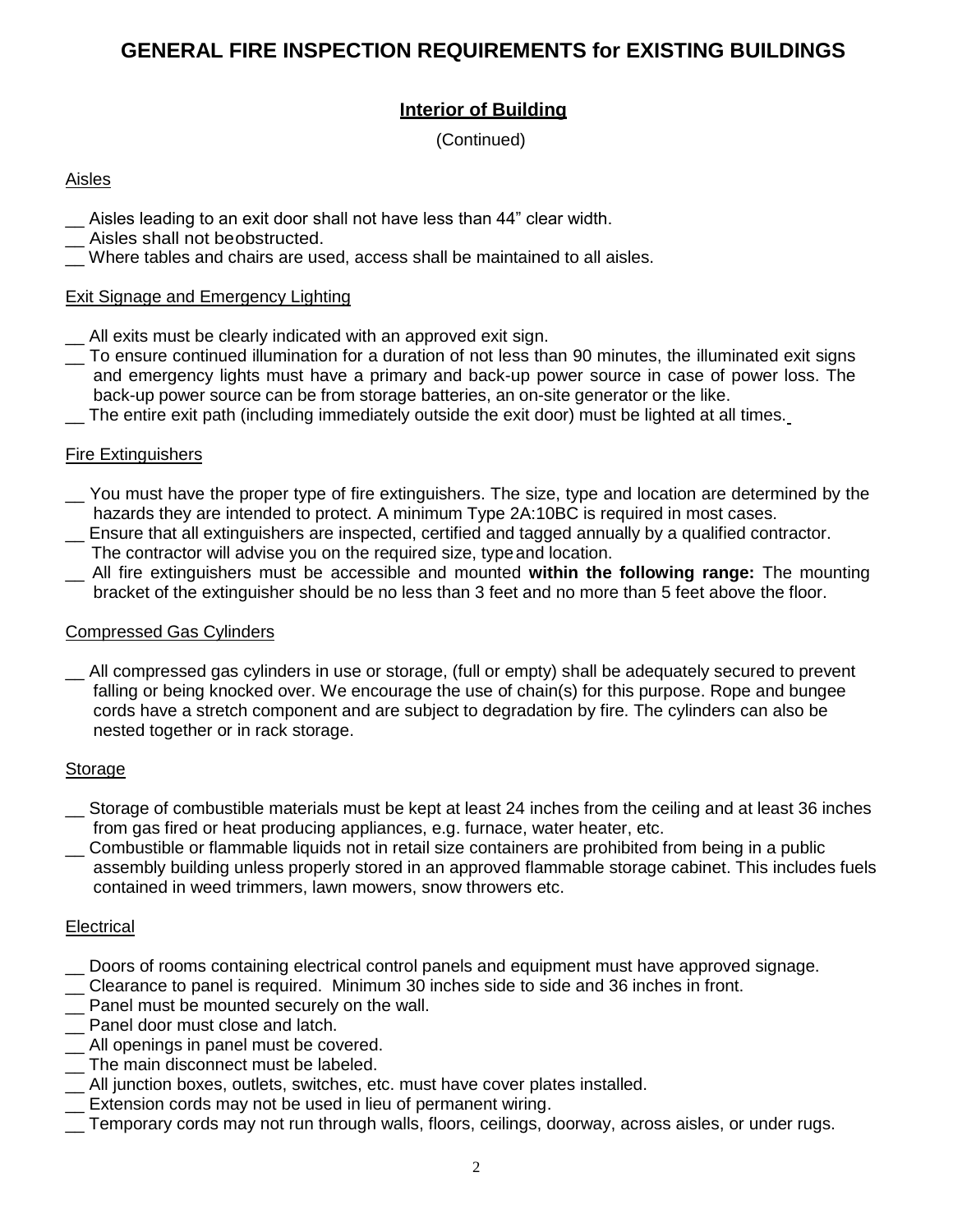# GENERAL FIRE INSPECTION REQUIREMENTS for EXISTING BUILDINGS

## Interior of Building

(Continued)

### Aisles

__ Aisles leading to an exit door shall not have less than 44" clear width.
__ Aisles shall not beobstructed.
__ Where tables and chairs are used, access shall be maintained to all aisles.

### Exit Signage and Emergency Lighting

__ All exits must be clearly indicated with an approved exit sign.
__ To ensure continued illumination for a duration of not less than 90 minutes, the illuminated exit signs and emergency lights must have a primary and back-up power source in case of power loss. The back-up power source can be from storage batteries, an on-site generator or the like.
__ The entire exit path (including immediately outside the exit door) must be lighted at all times.

### Fire Extinguishers

__ You must have the proper type of fire extinguishers. The size, type and location are determined by the hazards they are intended to protect. A minimum Type 2A:10BC is required in most cases.
__ Ensure that all extinguishers are inspected, certified and tagged annually by a qualified contractor. The contractor will advise you on the required size, type and location.
__ All fire extinguishers must be accessible and mounted **within the following range:** The mounting bracket of the extinguisher should be no less than 3 feet and no more than 5 feet above the floor.

### Compressed Gas Cylinders

__ All compressed gas cylinders in use or storage, (full or empty) shall be adequately secured to prevent falling or being knocked over. We encourage the use of chain(s) for this purpose. Rope and bungee cords have a stretch component and are subject to degradation by fire. The cylinders can also be nested together or in rack storage.

### Storage

__ Storage of combustible materials must be kept at least 24 inches from the ceiling and at least 36 inches from gas fired or heat producing appliances, e.g. furnace, water heater, etc.
__ Combustible or flammable liquids not in retail size containers are prohibited from being in a public assembly building unless properly stored in an approved flammable storage cabinet. This includes fuels contained in weed trimmers, lawn mowers, snow throwers etc.

### Electrical

__ Doors of rooms containing electrical control panels and equipment must have approved signage.
__ Clearance to panel is required. Minimum 30 inches side to side and 36 inches in front.
__ Panel must be mounted securely on the wall.
__ Panel door must close and latch.
__ All openings in panel must be covered.
__ The main disconnect must be labeled.
__ All junction boxes, outlets, switches, etc. must have cover plates installed.
__ Extension cords may not be used in lieu of permanent wiring.
__ Temporary cords may not run through walls, floors, ceilings, doorway, across aisles, or under rugs.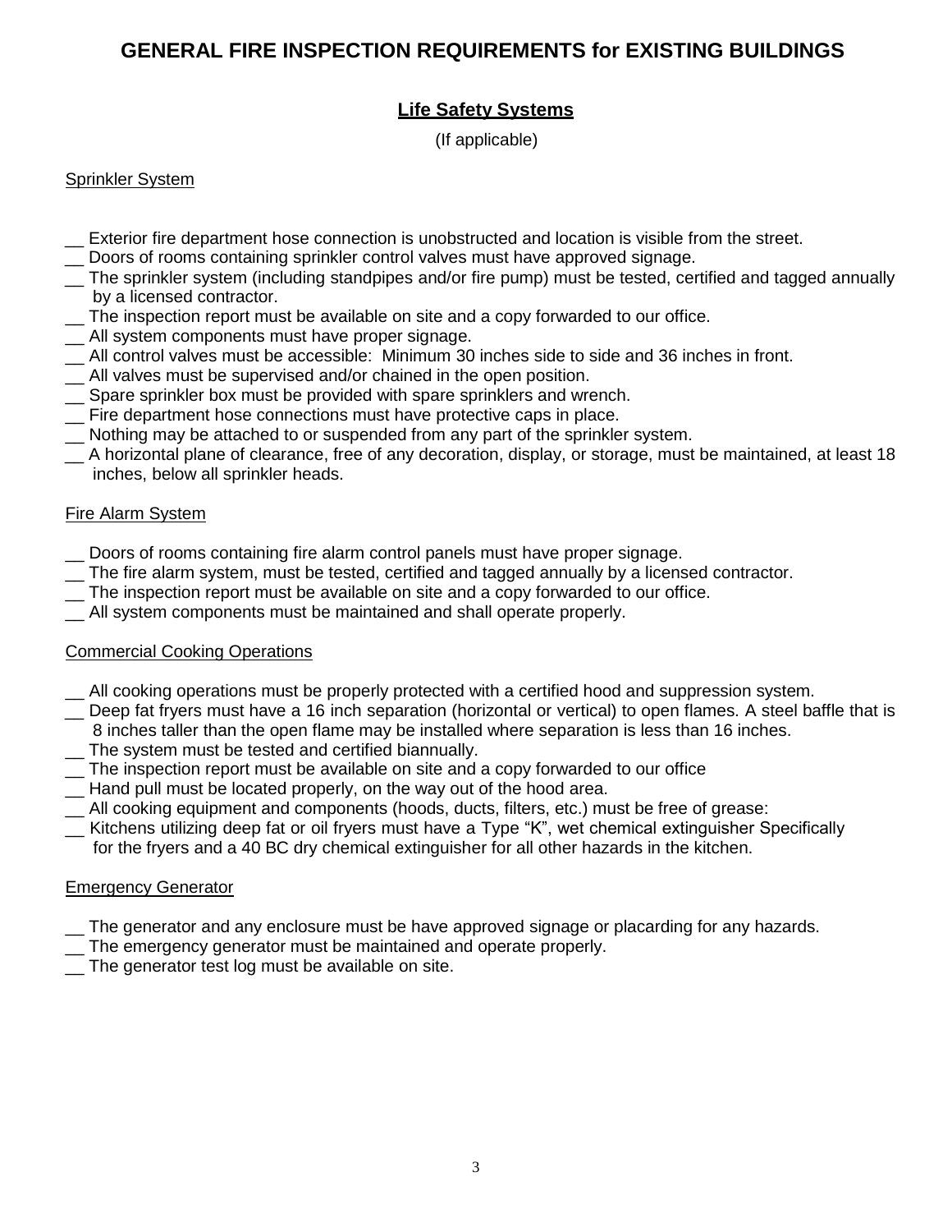# GENERAL FIRE INSPECTION REQUIREMENTS for EXISTING BUILDINGS

## Life Safety Systems

(If applicable)

### Sprinkler System

__ Exterior fire department hose connection is unobstructed and location is visible from the street.
__ Doors of rooms containing sprinkler control valves must have approved signage.
__ The sprinkler system (including standpipes and/or fire pump) must be tested, certified and tagged annually by a licensed contractor.
__ The inspection report must be available on site and a copy forwarded to our office.
__ All system components must have proper signage.
__ All control valves must be accessible: Minimum 30 inches side to side and 36 inches in front.
__ All valves must be supervised and/or chained in the open position.
__ Spare sprinkler box must be provided with spare sprinklers and wrench.
__ Fire department hose connections must have protective caps in place.
__ Nothing may be attached to or suspended from any part of the sprinkler system.
__ A horizontal plane of clearance, free of any decoration, display, or storage, must be maintained, at least 18 inches, below all sprinkler heads.

### Fire Alarm System

__ Doors of rooms containing fire alarm control panels must have proper signage.
__ The fire alarm system, must be tested, certified and tagged annually by a licensed contractor.
__ The inspection report must be available on site and a copy forwarded to our office.
__ All system components must be maintained and shall operate properly.

### Commercial Cooking Operations

__ All cooking operations must be properly protected with a certified hood and suppression system.
__ Deep fat fryers must have a 16 inch separation (horizontal or vertical) to open flames. A steel baffle that is 8 inches taller than the open flame may be installed where separation is less than 16 inches.
__ The system must be tested and certified biannually.
__ The inspection report must be available on site and a copy forwarded to our office
__ Hand pull must be located properly, on the way out of the hood area.
__ All cooking equipment and components (hoods, ducts, filters, etc.) must be free of grease:
__ Kitchens utilizing deep fat or oil fryers must have a Type "K", wet chemical extinguisher Specifically for the fryers and a 40 BC dry chemical extinguisher for all other hazards in the kitchen.

### Emergency Generator

__ The generator and any enclosure must be have approved signage or placarding for any hazards.
__ The emergency generator must be maintained and operate properly.
__ The generator test log must be available on site.